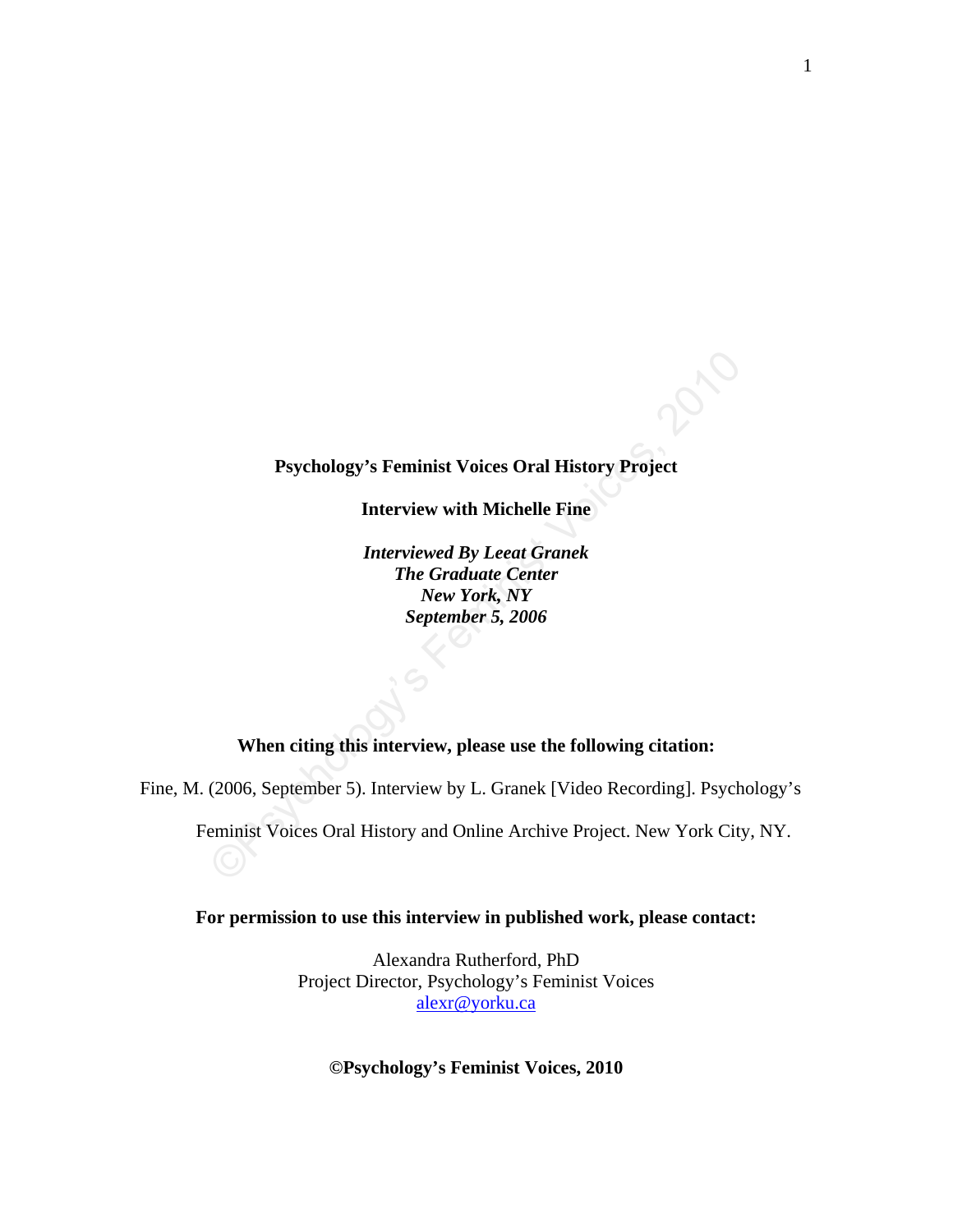**Psychology's Feminist Voices Oral History Project**

**Interview with Michelle Fine**

***Interviewed By Leeat Granek***
***The Graduate Center***
***New York, NY***
***September 5, 2006***

**When citing this interview, please use the following citation:**

Fine, M. (2006, September 5). Interview by L. Granek [Video Recording]. Psychology's Feminist Voices Oral History and Online Archive Project. New York City, NY.

**For permission to use this interview in published work, please contact:**

Alexandra Rutherford, PhD
Project Director, Psychology's Feminist Voices
alexr@yorku.ca

**©Psychology's Feminist Voices, 2010**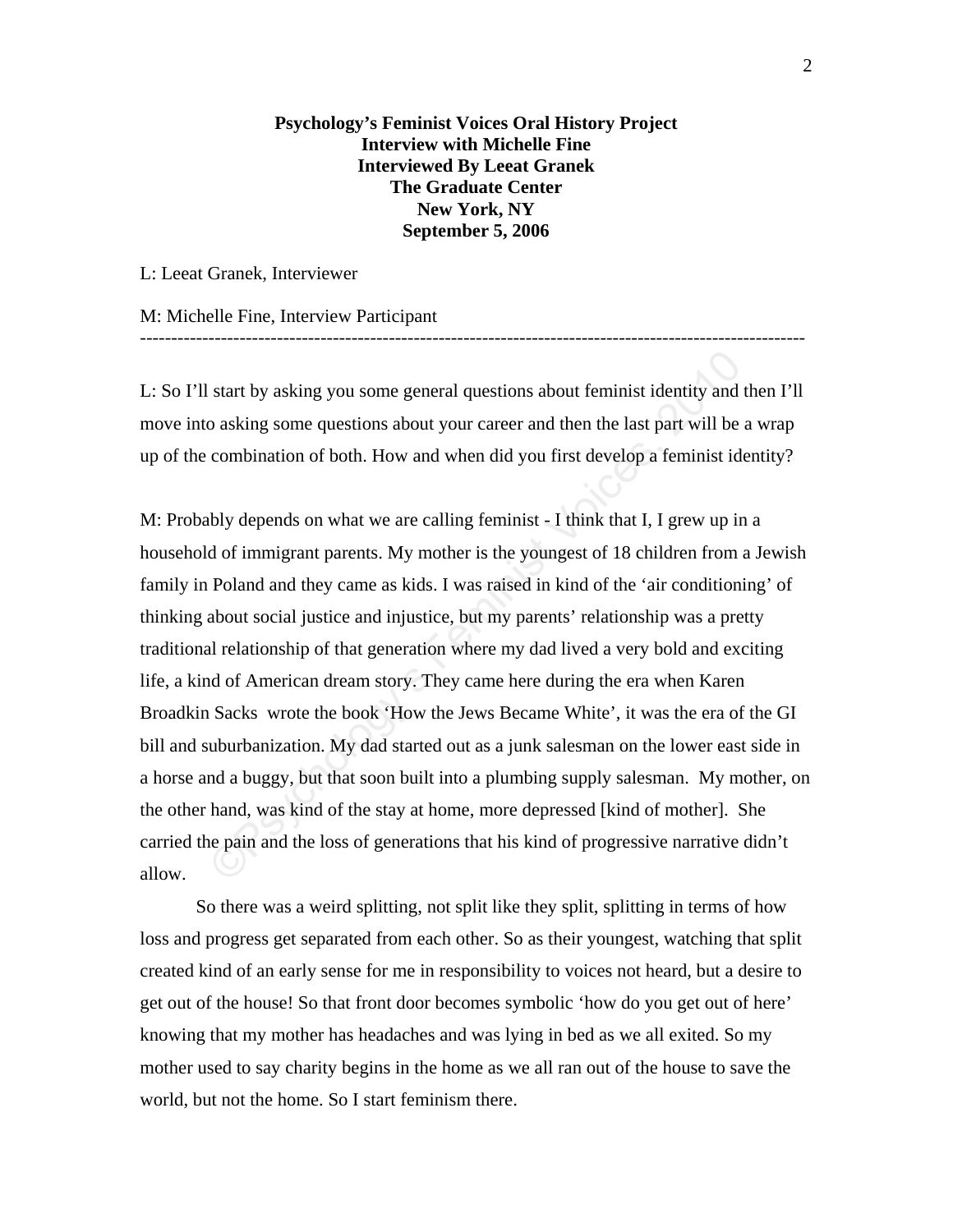**Psychology's Feminist Voices Oral History Project**
**Interview with Michelle Fine**
**Interviewed By Leeat Granek**
**The Graduate Center**
**New York, NY**
**September 5, 2006**

L: Leeat Granek, Interviewer

M: Michelle Fine, Interview Participant

---

L: So I'll start by asking you some general questions about feminist identity and then I'll move into asking some questions about your career and then the last part will be a wrap up of the combination of both. How and when did you first develop a feminist identity?

M: Probably depends on what we are calling feminist - I think that I, I grew up in a household of immigrant parents. My mother is the youngest of 18 children from a Jewish family in Poland and they came as kids. I was raised in kind of the 'air conditioning' of thinking about social justice and injustice, but my parents' relationship was a pretty traditional relationship of that generation where my dad lived a very bold and exciting life, a kind of American dream story. They came here during the era when Karen Broadkin Sacks wrote the book 'How the Jews Became White', it was the era of the GI bill and suburbanization. My dad started out as a junk salesman on the lower east side in a horse and a buggy, but that soon built into a plumbing supply salesman. My mother, on the other hand, was kind of the stay at home, more depressed [kind of mother]. She carried the pain and the loss of generations that his kind of progressive narrative didn't allow.

So there was a weird splitting, not split like they split, splitting in terms of how loss and progress get separated from each other. So as their youngest, watching that split created kind of an early sense for me in responsibility to voices not heard, but a desire to get out of the house! So that front door becomes symbolic 'how do you get out of here' knowing that my mother has headaches and was lying in bed as we all exited. So my mother used to say charity begins in the home as we all ran out of the house to save the world, but not the home. So I start feminism there.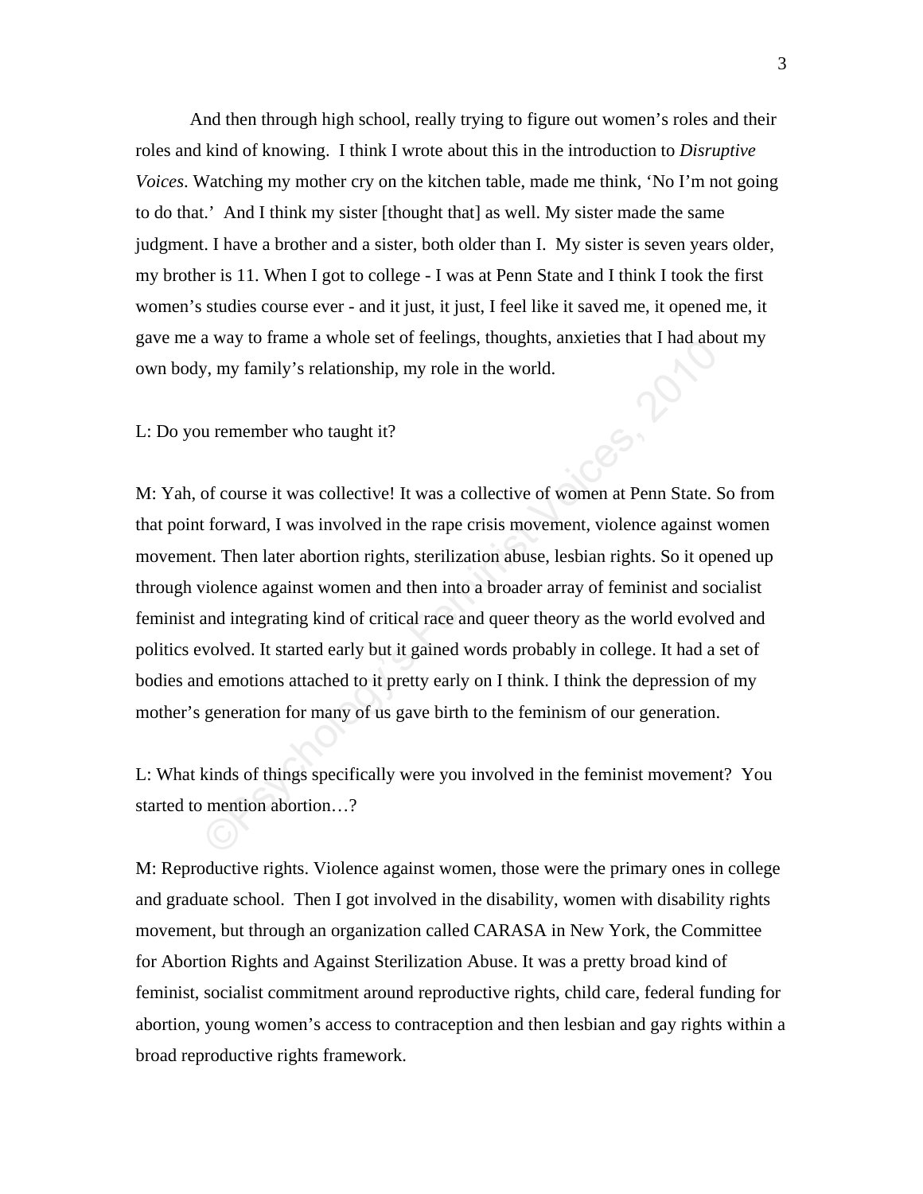And then through high school, really trying to figure out women's roles and their roles and kind of knowing. I think I wrote about this in the introduction to *Disruptive Voices*. Watching my mother cry on the kitchen table, made me think, 'No I'm not going to do that.' And I think my sister [thought that] as well. My sister made the same judgment. I have a brother and a sister, both older than I. My sister is seven years older, my brother is 11. When I got to college - I was at Penn State and I think I took the first women's studies course ever - and it just, it just, I feel like it saved me, it opened me, it gave me a way to frame a whole set of feelings, thoughts, anxieties that I had about my own body, my family's relationship, my role in the world.

L: Do you remember who taught it?

M: Yah, of course it was collective! It was a collective of women at Penn State. So from that point forward, I was involved in the rape crisis movement, violence against women movement. Then later abortion rights, sterilization abuse, lesbian rights. So it opened up through violence against women and then into a broader array of feminist and socialist feminist and integrating kind of critical race and queer theory as the world evolved and politics evolved. It started early but it gained words probably in college. It had a set of bodies and emotions attached to it pretty early on I think. I think the depression of my mother's generation for many of us gave birth to the feminism of our generation.

L: What kinds of things specifically were you involved in the feminist movement? You started to mention abortion…?

M: Reproductive rights. Violence against women, those were the primary ones in college and graduate school. Then I got involved in the disability, women with disability rights movement, but through an organization called CARASA in New York, the Committee for Abortion Rights and Against Sterilization Abuse. It was a pretty broad kind of feminist, socialist commitment around reproductive rights, child care, federal funding for abortion, young women's access to contraception and then lesbian and gay rights within a broad reproductive rights framework.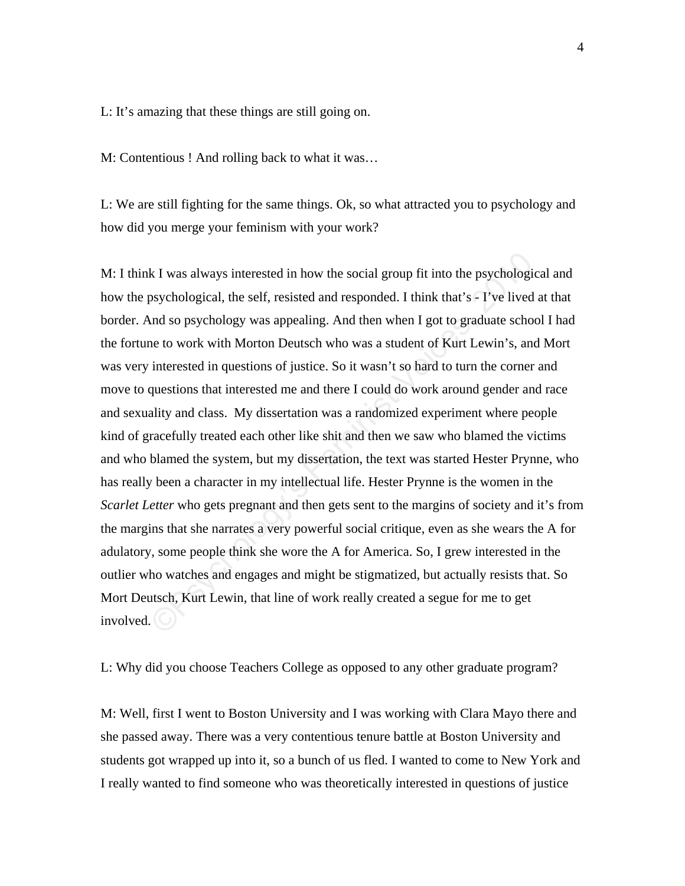L: It's amazing that these things are still going on.

M: Contentious ! And rolling back to what it was…

L: We are still fighting for the same things. Ok, so what attracted you to psychology and how did you merge your feminism with your work?

M: I think I was always interested in how the social group fit into the psychological and how the psychological, the self, resisted and responded. I think that's - I've lived at that border. And so psychology was appealing. And then when I got to graduate school I had the fortune to work with Morton Deutsch who was a student of Kurt Lewin's, and Mort was very interested in questions of justice. So it wasn't so hard to turn the corner and move to questions that interested me and there I could do work around gender and race and sexuality and class.  My dissertation was a randomized experiment where people kind of gracefully treated each other like shit and then we saw who blamed the victims and who blamed the system, but my dissertation, the text was started Hester Prynne, who has really been a character in my intellectual life. Hester Prynne is the women in the *Scarlet Letter* who gets pregnant and then gets sent to the margins of society and it's from the margins that she narrates a very powerful social critique, even as she wears the A for adulatory, some people think she wore the A for America. So, I grew interested in the outlier who watches and engages and might be stigmatized, but actually resists that. So Mort Deutsch, Kurt Lewin, that line of work really created a segue for me to get involved.

L: Why did you choose Teachers College as opposed to any other graduate program?

M: Well, first I went to Boston University and I was working with Clara Mayo there and she passed away. There was a very contentious tenure battle at Boston University and students got wrapped up into it, so a bunch of us fled. I wanted to come to New York and I really wanted to find someone who was theoretically interested in questions of justice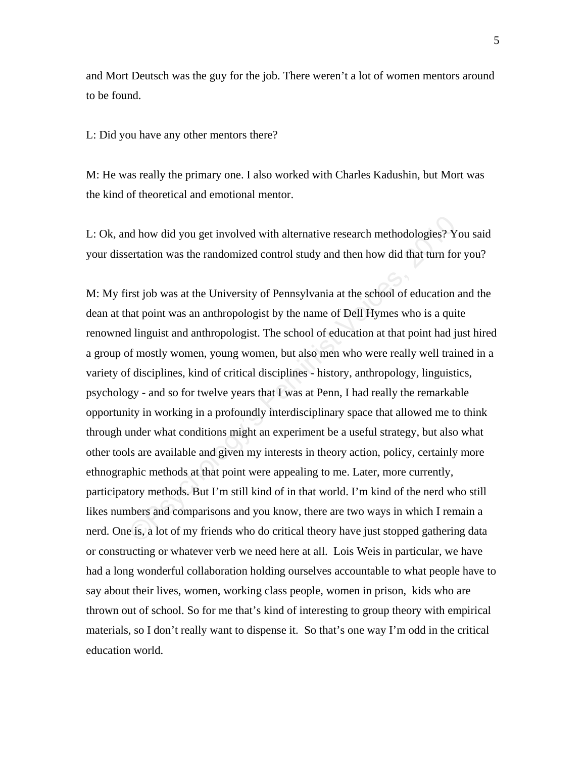and Mort Deutsch was the guy for the job. There weren't a lot of women mentors around to be found.

L: Did you have any other mentors there?

M: He was really the primary one. I also worked with Charles Kadushin, but Mort was the kind of theoretical and emotional mentor.

L: Ok, and how did you get involved with alternative research methodologies? You said your dissertation was the randomized control study and then how did that turn for you?

M: My first job was at the University of Pennsylvania at the school of education and the dean at that point was an anthropologist by the name of Dell Hymes who is a quite renowned linguist and anthropologist. The school of education at that point had just hired a group of mostly women, young women, but also men who were really well trained in a variety of disciplines, kind of critical disciplines - history, anthropology, linguistics, psychology - and so for twelve years that I was at Penn, I had really the remarkable opportunity in working in a profoundly interdisciplinary space that allowed me to think through under what conditions might an experiment be a useful strategy, but also what other tools are available and given my interests in theory action, policy, certainly more ethnographic methods at that point were appealing to me. Later, more currently, participatory methods. But I'm still kind of in that world. I'm kind of the nerd who still likes numbers and comparisons and you know, there are two ways in which I remain a nerd. One is, a lot of my friends who do critical theory have just stopped gathering data or constructing or whatever verb we need here at all. Lois Weis in particular, we have had a long wonderful collaboration holding ourselves accountable to what people have to say about their lives, women, working class people, women in prison, kids who are thrown out of school. So for me that's kind of interesting to group theory with empirical materials, so I don't really want to dispense it. So that's one way I'm odd in the critical education world.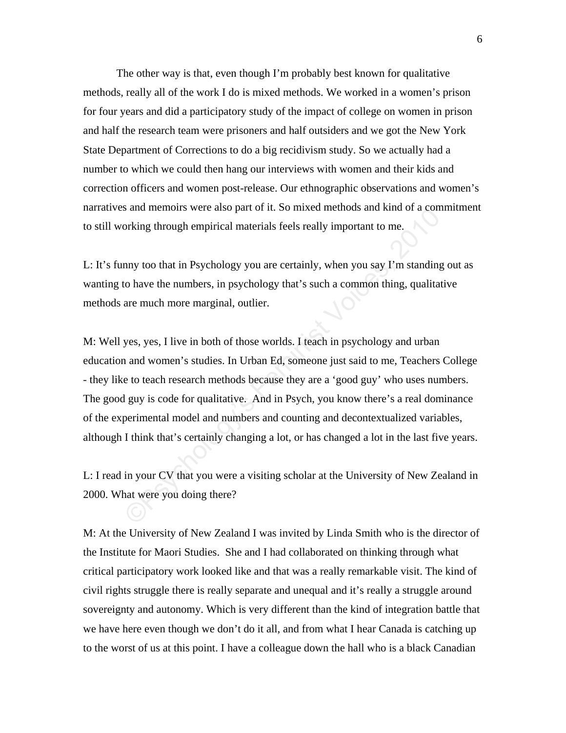The other way is that, even though I'm probably best known for qualitative methods, really all of the work I do is mixed methods. We worked in a women's prison for four years and did a participatory study of the impact of college on women in prison and half the research team were prisoners and half outsiders and we got the New York State Department of Corrections to do a big recidivism study. So we actually had a number to which we could then hang our interviews with women and their kids and correction officers and women post-release. Our ethnographic observations and women's narratives and memoirs were also part of it. So mixed methods and kind of a commitment to still working through empirical materials feels really important to me.

L: It's funny too that in Psychology you are certainly, when you say I'm standing out as wanting to have the numbers, in psychology that's such a common thing, qualitative methods are much more marginal, outlier.

M: Well yes, yes, I live in both of those worlds. I teach in psychology and urban education and women's studies. In Urban Ed, someone just said to me, Teachers College - they like to teach research methods because they are a 'good guy' who uses numbers. The good guy is code for qualitative. And in Psych, you know there's a real dominance of the experimental model and numbers and counting and decontextualized variables, although I think that's certainly changing a lot, or has changed a lot in the last five years.

L: I read in your CV that you were a visiting scholar at the University of New Zealand in 2000. What were you doing there?

M: At the University of New Zealand I was invited by Linda Smith who is the director of the Institute for Maori Studies. She and I had collaborated on thinking through what critical participatory work looked like and that was a really remarkable visit. The kind of civil rights struggle there is really separate and unequal and it's really a struggle around sovereignty and autonomy. Which is very different than the kind of integration battle that we have here even though we don't do it all, and from what I hear Canada is catching up to the worst of us at this point. I have a colleague down the hall who is a black Canadian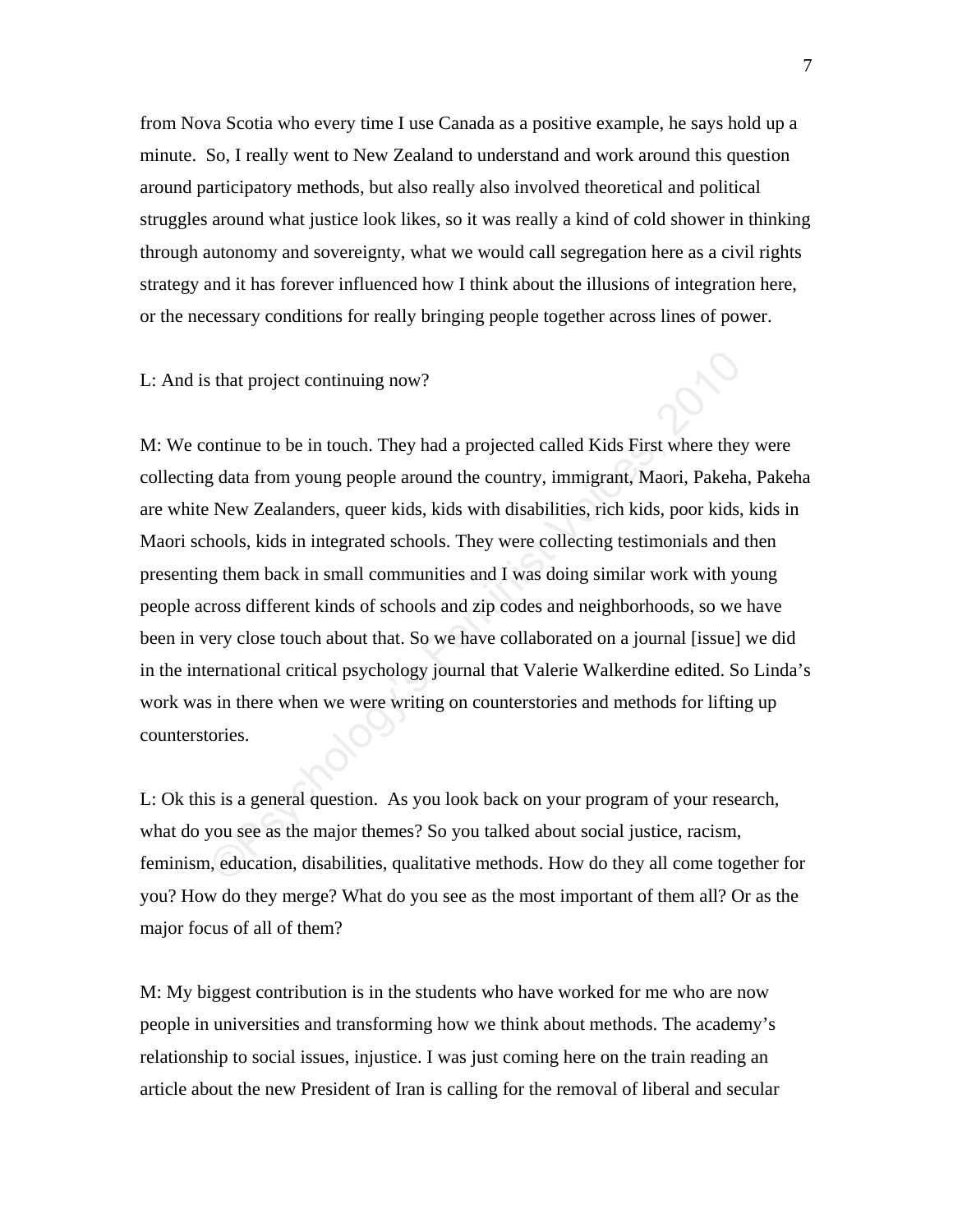from Nova Scotia who every time I use Canada as a positive example, he says hold up a minute.  So, I really went to New Zealand to understand and work around this question around participatory methods, but also really also involved theoretical and political struggles around what justice look likes, so it was really a kind of cold shower in thinking through autonomy and sovereignty, what we would call segregation here as a civil rights strategy and it has forever influenced how I think about the illusions of integration here, or the necessary conditions for really bringing people together across lines of power.

L: And is that project continuing now?

M: We continue to be in touch. They had a projected called Kids First where they were collecting data from young people around the country, immigrant, Maori, Pakeha, Pakeha are white New Zealanders, queer kids, kids with disabilities, rich kids, poor kids, kids in Maori schools, kids in integrated schools. They were collecting testimonials and then presenting them back in small communities and I was doing similar work with young people across different kinds of schools and zip codes and neighborhoods, so we have been in very close touch about that. So we have collaborated on a journal [issue] we did in the international critical psychology journal that Valerie Walkerdine edited. So Linda's work was in there when we were writing on counterstories and methods for lifting up counterstories.

L: Ok this is a general question.  As you look back on your program of your research, what do you see as the major themes? So you talked about social justice, racism, feminism, education, disabilities, qualitative methods. How do they all come together for you? How do they merge? What do you see as the most important of them all? Or as the major focus of all of them?

M: My biggest contribution is in the students who have worked for me who are now people in universities and transforming how we think about methods. The academy's relationship to social issues, injustice. I was just coming here on the train reading an article about the new President of Iran is calling for the removal of liberal and secular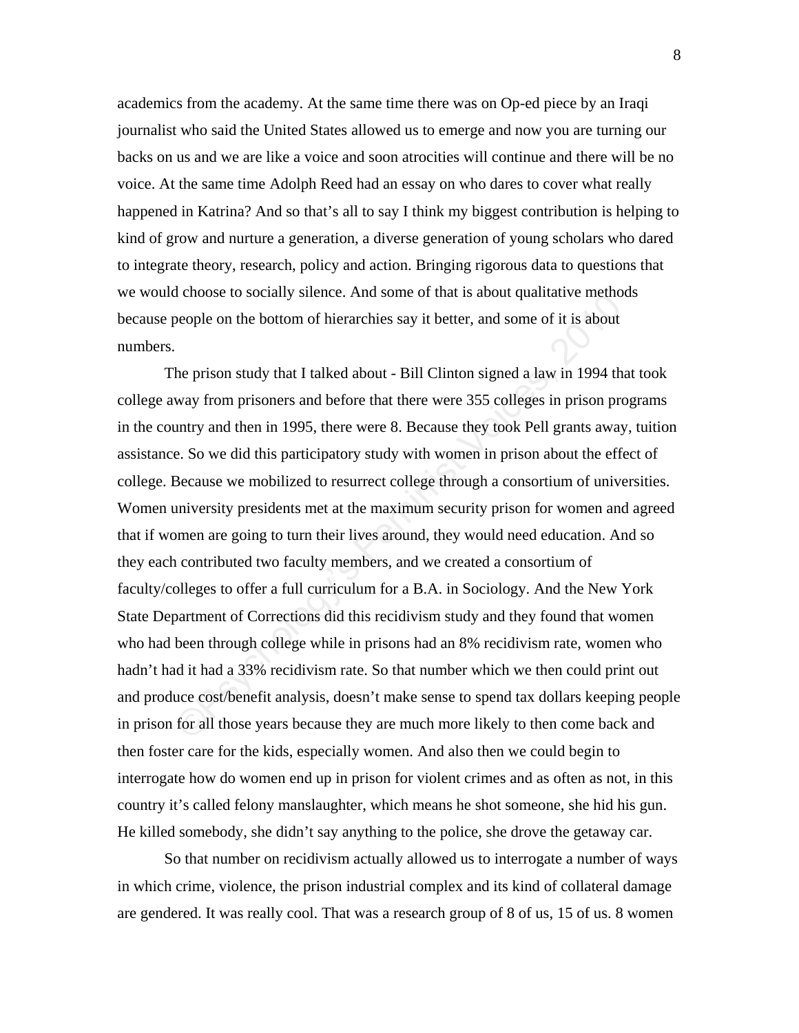academics from the academy. At the same time there was on Op-ed piece by an Iraqi journalist who said the United States allowed us to emerge and now you are turning our backs on us and we are like a voice and soon atrocities will continue and there will be no voice. At the same time Adolph Reed had an essay on who dares to cover what really happened in Katrina? And so that's all to say I think my biggest contribution is helping to kind of grow and nurture a generation, a diverse generation of young scholars who dared to integrate theory, research, policy and action. Bringing rigorous data to questions that we would choose to socially silence. And some of that is about qualitative methods because people on the bottom of hierarchies say it better, and some of it is about numbers.

The prison study that I talked about - Bill Clinton signed a law in 1994 that took college away from prisoners and before that there were 355 colleges in prison programs in the country and then in 1995, there were 8. Because they took Pell grants away, tuition assistance. So we did this participatory study with women in prison about the effect of college. Because we mobilized to resurrect college through a consortium of universities. Women university presidents met at the maximum security prison for women and agreed that if women are going to turn their lives around, they would need education. And so they each contributed two faculty members, and we created a consortium of faculty/colleges to offer a full curriculum for a B.A. in Sociology. And the New York State Department of Corrections did this recidivism study and they found that women who had been through college while in prisons had an 8% recidivism rate, women who hadn't had it had a 33% recidivism rate. So that number which we then could print out and produce cost/benefit analysis, doesn't make sense to spend tax dollars keeping people in prison for all those years because they are much more likely to then come back and then foster care for the kids, especially women. And also then we could begin to interrogate how do women end up in prison for violent crimes and as often as not, in this country it's called felony manslaughter, which means he shot someone, she hid his gun. He killed somebody, she didn't say anything to the police, she drove the getaway car.

So that number on recidivism actually allowed us to interrogate a number of ways in which crime, violence, the prison industrial complex and its kind of collateral damage are gendered. It was really cool. That was a research group of 8 of us, 15 of us. 8 women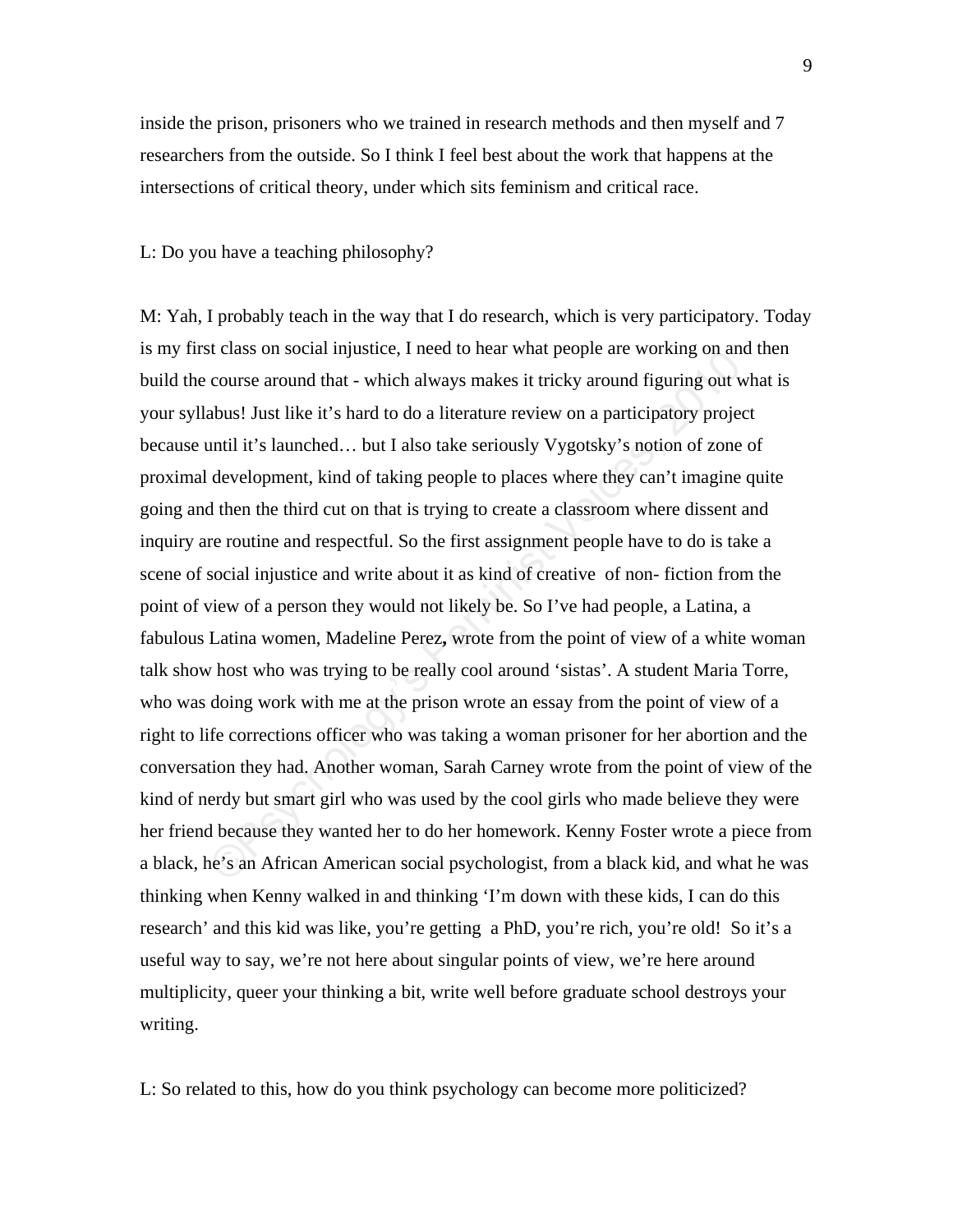inside the prison, prisoners who we trained in research methods and then myself and 7 researchers from the outside. So I think I feel best about the work that happens at the intersections of critical theory, under which sits feminism and critical race.

L: Do you have a teaching philosophy?

M: Yah, I probably teach in the way that I do research, which is very participatory. Today is my first class on social injustice, I need to hear what people are working on and then build the course around that - which always makes it tricky around figuring out what is your syllabus! Just like it's hard to do a literature review on a participatory project because until it's launched… but I also take seriously Vygotsky's notion of zone of proximal development, kind of taking people to places where they can't imagine quite going and then the third cut on that is trying to create a classroom where dissent and inquiry are routine and respectful. So the first assignment people have to do is take a scene of social injustice and write about it as kind of creative of non- fiction from the point of view of a person they would not likely be. So I've had people, a Latina, a fabulous Latina women, Madeline Perez**,** wrote from the point of view of a white woman talk show host who was trying to be really cool around 'sistas'. A student Maria Torre, who was doing work with me at the prison wrote an essay from the point of view of a right to life corrections officer who was taking a woman prisoner for her abortion and the conversation they had. Another woman, Sarah Carney wrote from the point of view of the kind of nerdy but smart girl who was used by the cool girls who made believe they were her friend because they wanted her to do her homework. Kenny Foster wrote a piece from a black, he's an African American social psychologist, from a black kid, and what he was thinking when Kenny walked in and thinking 'I'm down with these kids, I can do this research' and this kid was like, you're getting a PhD, you're rich, you're old! So it's a useful way to say, we're not here about singular points of view, we're here around multiplicity, queer your thinking a bit, write well before graduate school destroys your writing.

L: So related to this, how do you think psychology can become more politicized?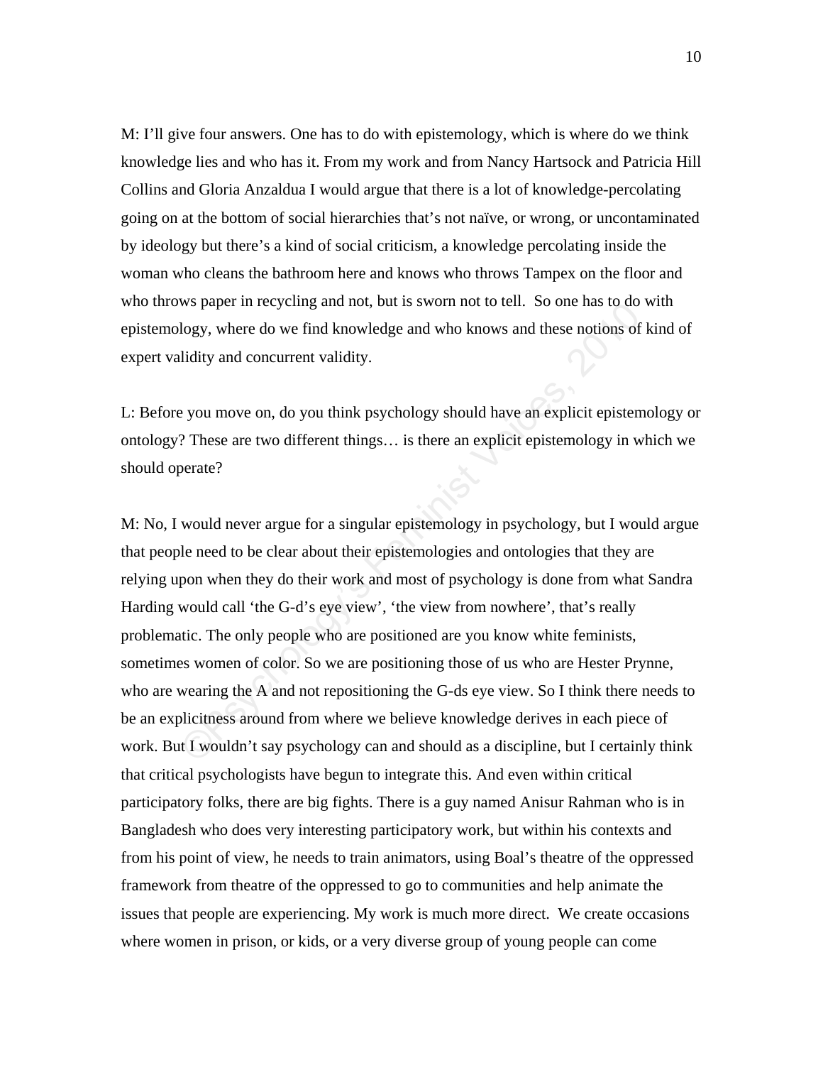M: I'll give four answers. One has to do with epistemology, which is where do we think knowledge lies and who has it. From my work and from Nancy Hartsock and Patricia Hill Collins and Gloria Anzaldua I would argue that there is a lot of knowledge-percolating going on at the bottom of social hierarchies that's not naïve, or wrong, or uncontaminated by ideology but there's a kind of social criticism, a knowledge percolating inside the woman who cleans the bathroom here and knows who throws Tampex on the floor and who throws paper in recycling and not, but is sworn not to tell. So one has to do with epistemology, where do we find knowledge and who knows and these notions of kind of expert validity and concurrent validity.

L: Before you move on, do you think psychology should have an explicit epistemology or ontology? These are two different things… is there an explicit epistemology in which we should operate?

M: No, I would never argue for a singular epistemology in psychology, but I would argue that people need to be clear about their epistemologies and ontologies that they are relying upon when they do their work and most of psychology is done from what Sandra Harding would call 'the G-d's eye view', 'the view from nowhere', that's really problematic. The only people who are positioned are you know white feminists, sometimes women of color. So we are positioning those of us who are Hester Prynne, who are wearing the A and not repositioning the G-ds eye view. So I think there needs to be an explicitness around from where we believe knowledge derives in each piece of work. But I wouldn't say psychology can and should as a discipline, but I certainly think that critical psychologists have begun to integrate this. And even within critical participatory folks, there are big fights. There is a guy named Anisur Rahman who is in Bangladesh who does very interesting participatory work, but within his contexts and from his point of view, he needs to train animators, using Boal's theatre of the oppressed framework from theatre of the oppressed to go to communities and help animate the issues that people are experiencing. My work is much more direct. We create occasions where women in prison, or kids, or a very diverse group of young people can come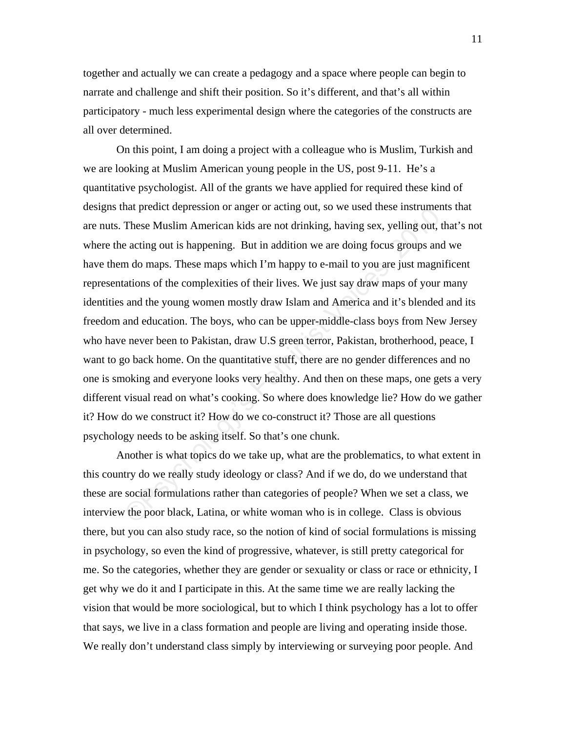together and actually we can create a pedagogy and a space where people can begin to narrate and challenge and shift their position. So it's different, and that's all within participatory - much less experimental design where the categories of the constructs are all over determined.

On this point, I am doing a project with a colleague who is Muslim, Turkish and we are looking at Muslim American young people in the US, post 9-11. He's a quantitative psychologist. All of the grants we have applied for required these kind of designs that predict depression or anger or acting out, so we used these instruments that are nuts. These Muslim American kids are not drinking, having sex, yelling out, that's not where the acting out is happening. But in addition we are doing focus groups and we have them do maps. These maps which I'm happy to e-mail to you are just magnificent representations of the complexities of their lives. We just say draw maps of your many identities and the young women mostly draw Islam and America and it's blended and its freedom and education. The boys, who can be upper-middle-class boys from New Jersey who have never been to Pakistan, draw U.S green terror, Pakistan, brotherhood, peace, I want to go back home. On the quantitative stuff, there are no gender differences and no one is smoking and everyone looks very healthy. And then on these maps, one gets a very different visual read on what's cooking. So where does knowledge lie? How do we gather it? How do we construct it? How do we co-construct it? Those are all questions psychology needs to be asking itself. So that's one chunk.

Another is what topics do we take up, what are the problematics, to what extent in this country do we really study ideology or class? And if we do, do we understand that these are social formulations rather than categories of people? When we set a class, we interview the poor black, Latina, or white woman who is in college. Class is obvious there, but you can also study race, so the notion of kind of social formulations is missing in psychology, so even the kind of progressive, whatever, is still pretty categorical for me. So the categories, whether they are gender or sexuality or class or race or ethnicity, I get why we do it and I participate in this. At the same time we are really lacking the vision that would be more sociological, but to which I think psychology has a lot to offer that says, we live in a class formation and people are living and operating inside those. We really don't understand class simply by interviewing or surveying poor people. And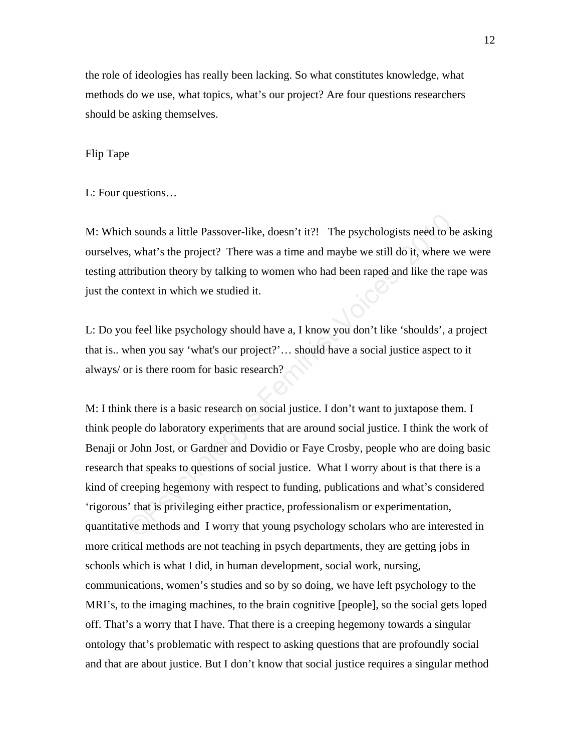the role of ideologies has really been lacking. So what constitutes knowledge, what methods do we use, what topics, what's our project? Are four questions researchers should be asking themselves.

Flip Tape

L: Four questions…

M: Which sounds a little Passover-like, doesn't it?! The psychologists need to be asking ourselves, what's the project? There was a time and maybe we still do it, where we were testing attribution theory by talking to women who had been raped and like the rape was just the context in which we studied it.

L: Do you feel like psychology should have a, I know you don't like 'shoulds', a project that is.. when you say 'what's our project?'… should have a social justice aspect to it always/ or is there room for basic research?

M: I think there is a basic research on social justice. I don't want to juxtapose them. I think people do laboratory experiments that are around social justice. I think the work of Benaji or John Jost, or Gardner and Dovidio or Faye Crosby, people who are doing basic research that speaks to questions of social justice. What I worry about is that there is a kind of creeping hegemony with respect to funding, publications and what's considered 'rigorous' that is privileging either practice, professionalism or experimentation, quantitative methods and I worry that young psychology scholars who are interested in more critical methods are not teaching in psych departments, they are getting jobs in schools which is what I did, in human development, social work, nursing, communications, women's studies and so by so doing, we have left psychology to the MRI's, to the imaging machines, to the brain cognitive [people], so the social gets loped off. That's a worry that I have. That there is a creeping hegemony towards a singular ontology that's problematic with respect to asking questions that are profoundly social and that are about justice. But I don't know that social justice requires a singular method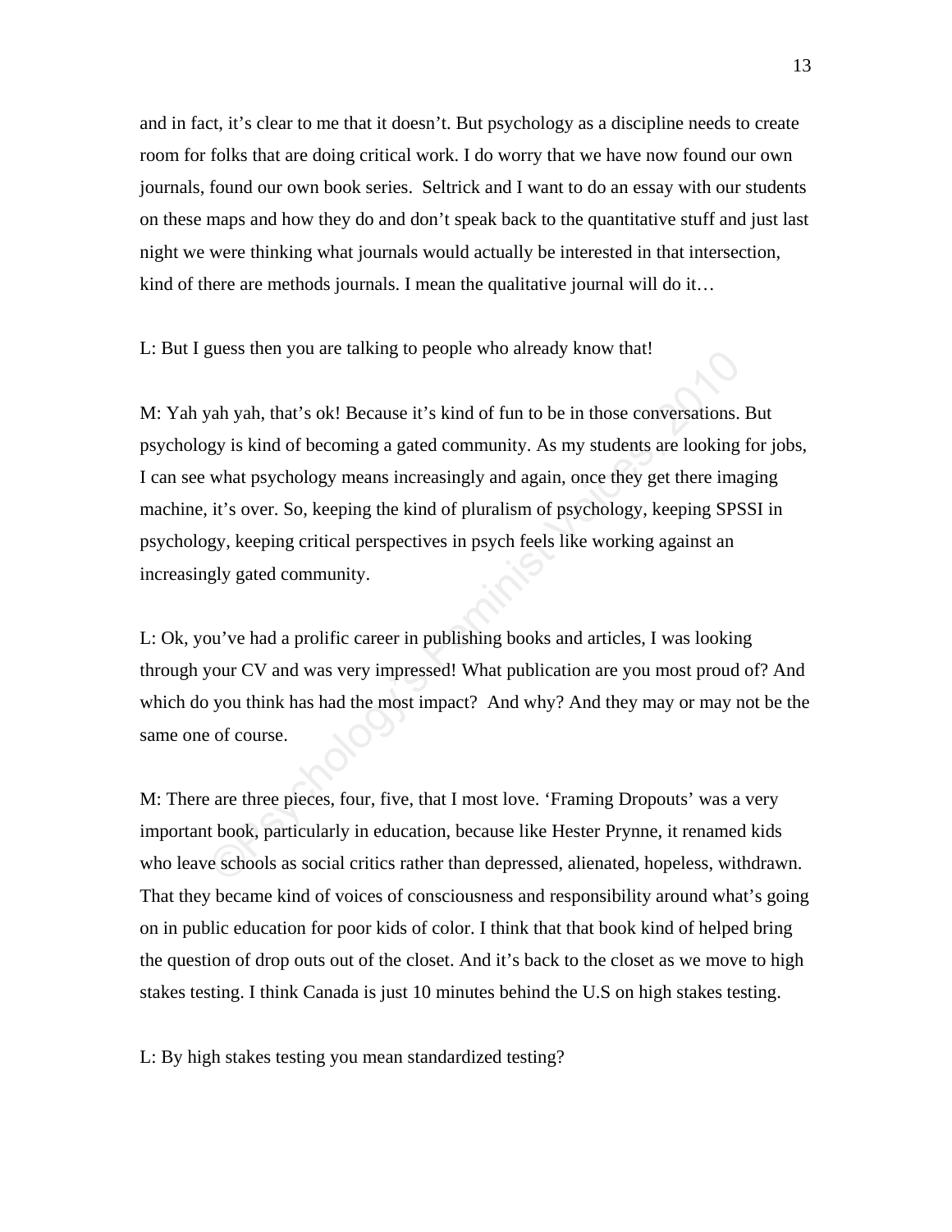and in fact, it's clear to me that it doesn't. But psychology as a discipline needs to create room for folks that are doing critical work. I do worry that we have now found our own journals, found our own book series. Seltrick and I want to do an essay with our students on these maps and how they do and don't speak back to the quantitative stuff and just last night we were thinking what journals would actually be interested in that intersection, kind of there are methods journals. I mean the qualitative journal will do it…

L: But I guess then you are talking to people who already know that!

M: Yah yah yah, that's ok! Because it's kind of fun to be in those conversations. But psychology is kind of becoming a gated community. As my students are looking for jobs, I can see what psychology means increasingly and again, once they get there imaging machine, it's over. So, keeping the kind of pluralism of psychology, keeping SPSSI in psychology, keeping critical perspectives in psych feels like working against an increasingly gated community.

L: Ok, you've had a prolific career in publishing books and articles, I was looking through your CV and was very impressed! What publication are you most proud of? And which do you think has had the most impact? And why? And they may or may not be the same one of course.

M: There are three pieces, four, five, that I most love. 'Framing Dropouts' was a very important book, particularly in education, because like Hester Prynne, it renamed kids who leave schools as social critics rather than depressed, alienated, hopeless, withdrawn. That they became kind of voices of consciousness and responsibility around what's going on in public education for poor kids of color. I think that that book kind of helped bring the question of drop outs out of the closet. And it's back to the closet as we move to high stakes testing. I think Canada is just 10 minutes behind the U.S on high stakes testing.

L: By high stakes testing you mean standardized testing?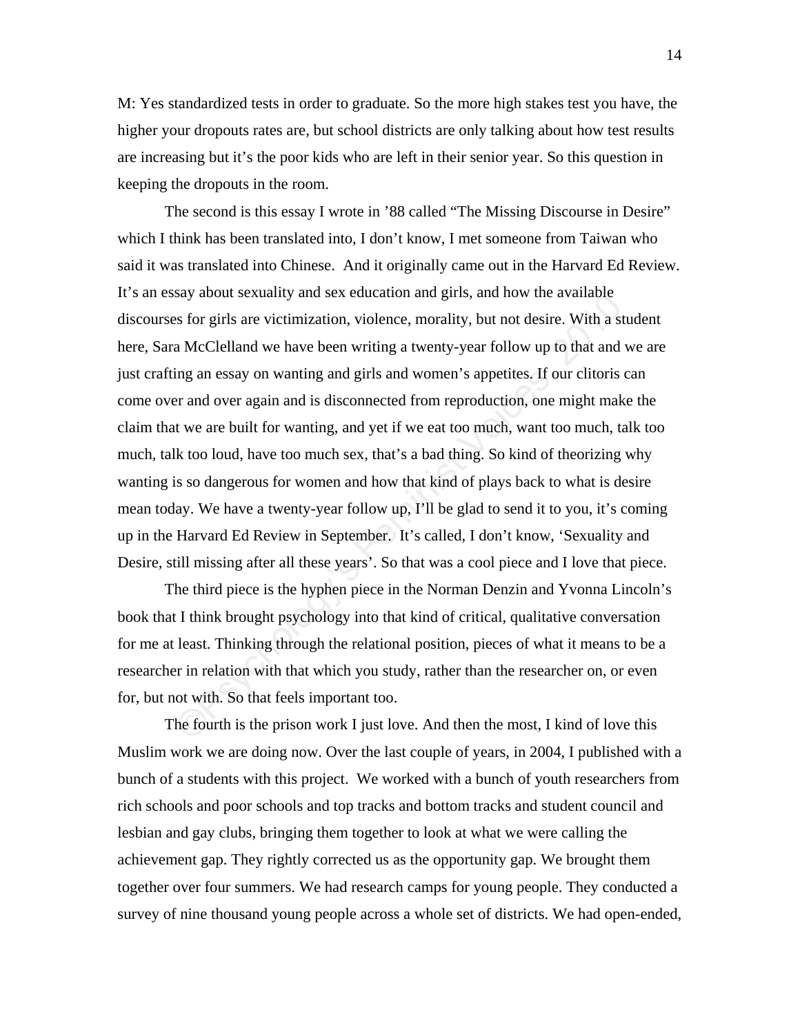M: Yes standardized tests in order to graduate. So the more high stakes test you have, the higher your dropouts rates are, but school districts are only talking about how test results are increasing but it's the poor kids who are left in their senior year. So this question in keeping the dropouts in the room.

The second is this essay I wrote in '88 called "The Missing Discourse in Desire" which I think has been translated into, I don't know, I met someone from Taiwan who said it was translated into Chinese. And it originally came out in the Harvard Ed Review. It's an essay about sexuality and sex education and girls, and how the available discourses for girls are victimization, violence, morality, but not desire. With a student here, Sara McClelland we have been writing a twenty-year follow up to that and we are just crafting an essay on wanting and girls and women's appetites. If our clitoris can come over and over again and is disconnected from reproduction, one might make the claim that we are built for wanting, and yet if we eat too much, want too much, talk too much, talk too loud, have too much sex, that's a bad thing. So kind of theorizing why wanting is so dangerous for women and how that kind of plays back to what is desire mean today. We have a twenty-year follow up, I'll be glad to send it to you, it's coming up in the Harvard Ed Review in September. It's called, I don't know, 'Sexuality and Desire, still missing after all these years'. So that was a cool piece and I love that piece.

The third piece is the hyphen piece in the Norman Denzin and Yvonna Lincoln's book that I think brought psychology into that kind of critical, qualitative conversation for me at least. Thinking through the relational position, pieces of what it means to be a researcher in relation with that which you study, rather than the researcher on, or even for, but not with. So that feels important too.

The fourth is the prison work I just love. And then the most, I kind of love this Muslim work we are doing now. Over the last couple of years, in 2004, I published with a bunch of a students with this project. We worked with a bunch of youth researchers from rich schools and poor schools and top tracks and bottom tracks and student council and lesbian and gay clubs, bringing them together to look at what we were calling the achievement gap. They rightly corrected us as the opportunity gap. We brought them together over four summers. We had research camps for young people. They conducted a survey of nine thousand young people across a whole set of districts. We had open-ended,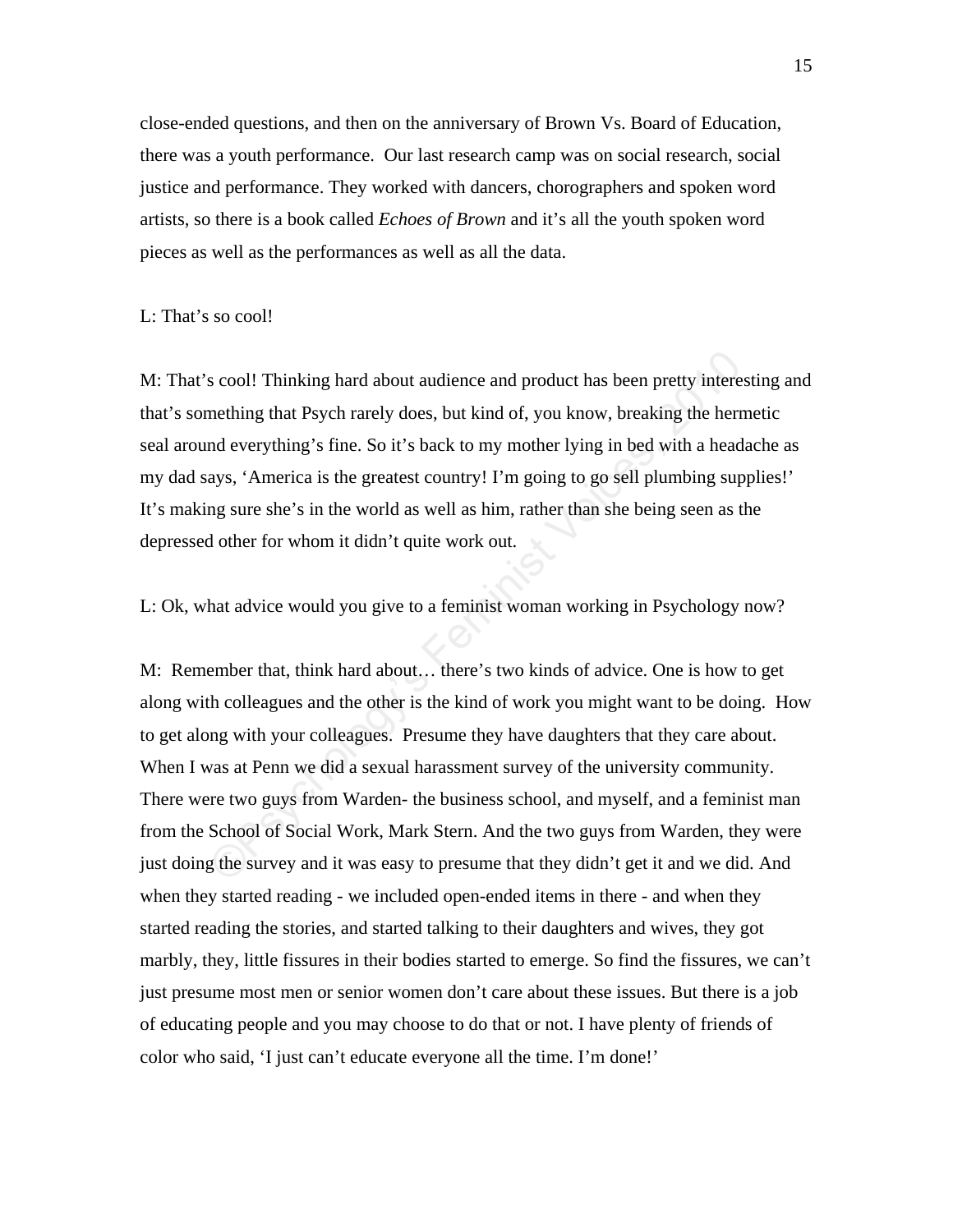close-ended questions, and then on the anniversary of Brown Vs. Board of Education, there was a youth performance. Our last research camp was on social research, social justice and performance. They worked with dancers, chorographers and spoken word artists, so there is a book called *Echoes of Brown* and it's all the youth spoken word pieces as well as the performances as well as all the data.

L: That's so cool!

M: That's cool! Thinking hard about audience and product has been pretty interesting and that's something that Psych rarely does, but kind of, you know, breaking the hermetic seal around everything's fine. So it's back to my mother lying in bed with a headache as my dad says, 'America is the greatest country! I'm going to go sell plumbing supplies!' It's making sure she's in the world as well as him, rather than she being seen as the depressed other for whom it didn't quite work out.

L: Ok, what advice would you give to a feminist woman working in Psychology now?

M: Remember that, think hard about… there's two kinds of advice. One is how to get along with colleagues and the other is the kind of work you might want to be doing. How to get along with your colleagues. Presume they have daughters that they care about. When I was at Penn we did a sexual harassment survey of the university community. There were two guys from Warden- the business school, and myself, and a feminist man from the School of Social Work, Mark Stern. And the two guys from Warden, they were just doing the survey and it was easy to presume that they didn't get it and we did. And when they started reading - we included open-ended items in there - and when they started reading the stories, and started talking to their daughters and wives, they got marbly, they, little fissures in their bodies started to emerge. So find the fissures, we can't just presume most men or senior women don't care about these issues. But there is a job of educating people and you may choose to do that or not. I have plenty of friends of color who said, 'I just can't educate everyone all the time. I'm done!'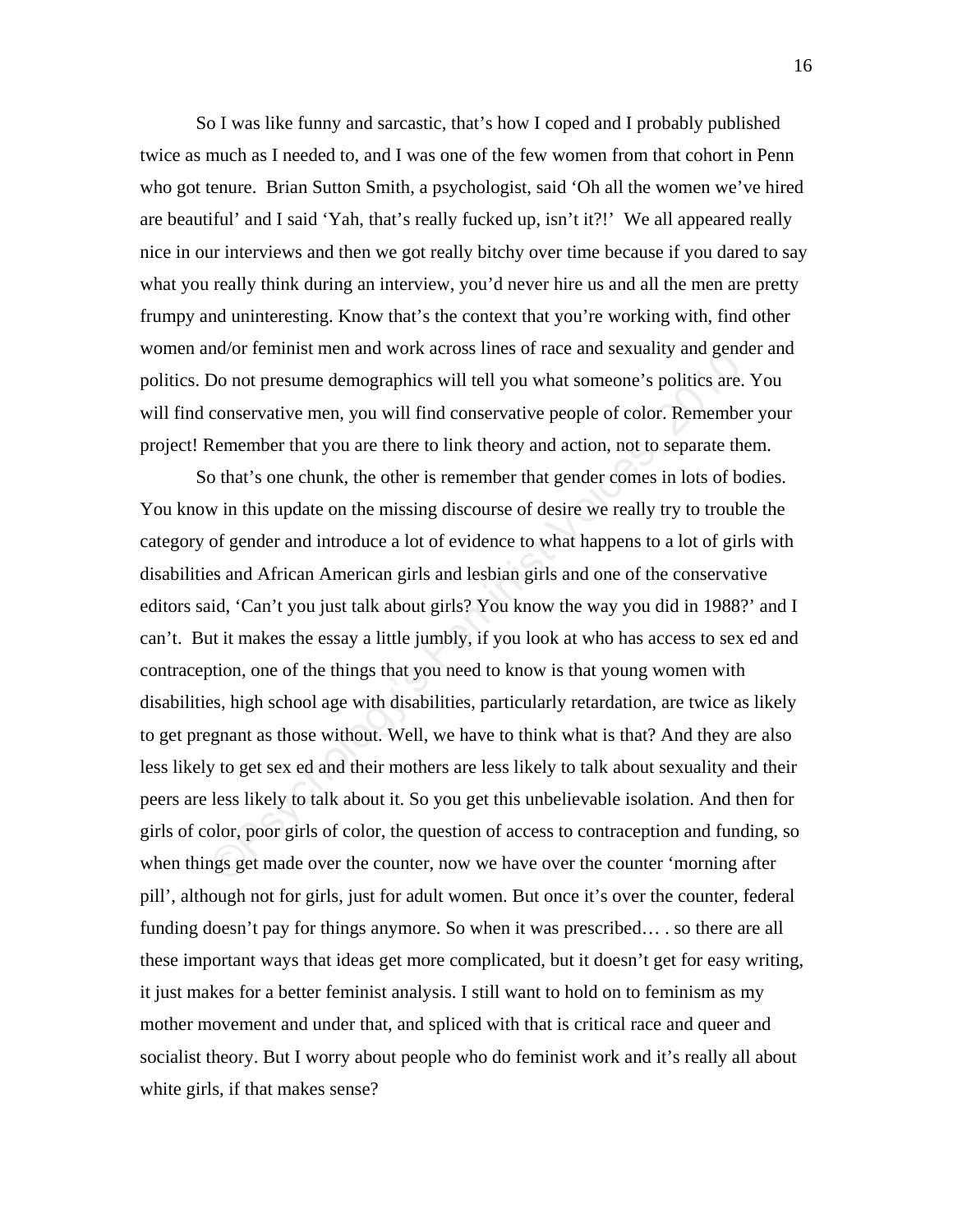So I was like funny and sarcastic, that's how I coped and I probably published twice as much as I needed to, and I was one of the few women from that cohort in Penn who got tenure. Brian Sutton Smith, a psychologist, said 'Oh all the women we've hired are beautiful' and I said 'Yah, that's really fucked up, isn't it?!' We all appeared really nice in our interviews and then we got really bitchy over time because if you dared to say what you really think during an interview, you'd never hire us and all the men are pretty frumpy and uninteresting. Know that's the context that you're working with, find other women and/or feminist men and work across lines of race and sexuality and gender and politics. Do not presume demographics will tell you what someone's politics are. You will find conservative men, you will find conservative people of color. Remember your project! Remember that you are there to link theory and action, not to separate them.

So that's one chunk, the other is remember that gender comes in lots of bodies. You know in this update on the missing discourse of desire we really try to trouble the category of gender and introduce a lot of evidence to what happens to a lot of girls with disabilities and African American girls and lesbian girls and one of the conservative editors said, 'Can't you just talk about girls? You know the way you did in 1988?' and I can't. But it makes the essay a little jumbly, if you look at who has access to sex ed and contraception, one of the things that you need to know is that young women with disabilities, high school age with disabilities, particularly retardation, are twice as likely to get pregnant as those without. Well, we have to think what is that? And they are also less likely to get sex ed and their mothers are less likely to talk about sexuality and their peers are less likely to talk about it. So you get this unbelievable isolation. And then for girls of color, poor girls of color, the question of access to contraception and funding, so when things get made over the counter, now we have over the counter 'morning after pill', although not for girls, just for adult women. But once it's over the counter, federal funding doesn't pay for things anymore. So when it was prescribed… . so there are all these important ways that ideas get more complicated, but it doesn't get for easy writing, it just makes for a better feminist analysis. I still want to hold on to feminism as my mother movement and under that, and spliced with that is critical race and queer and socialist theory. But I worry about people who do feminist work and it's really all about white girls, if that makes sense?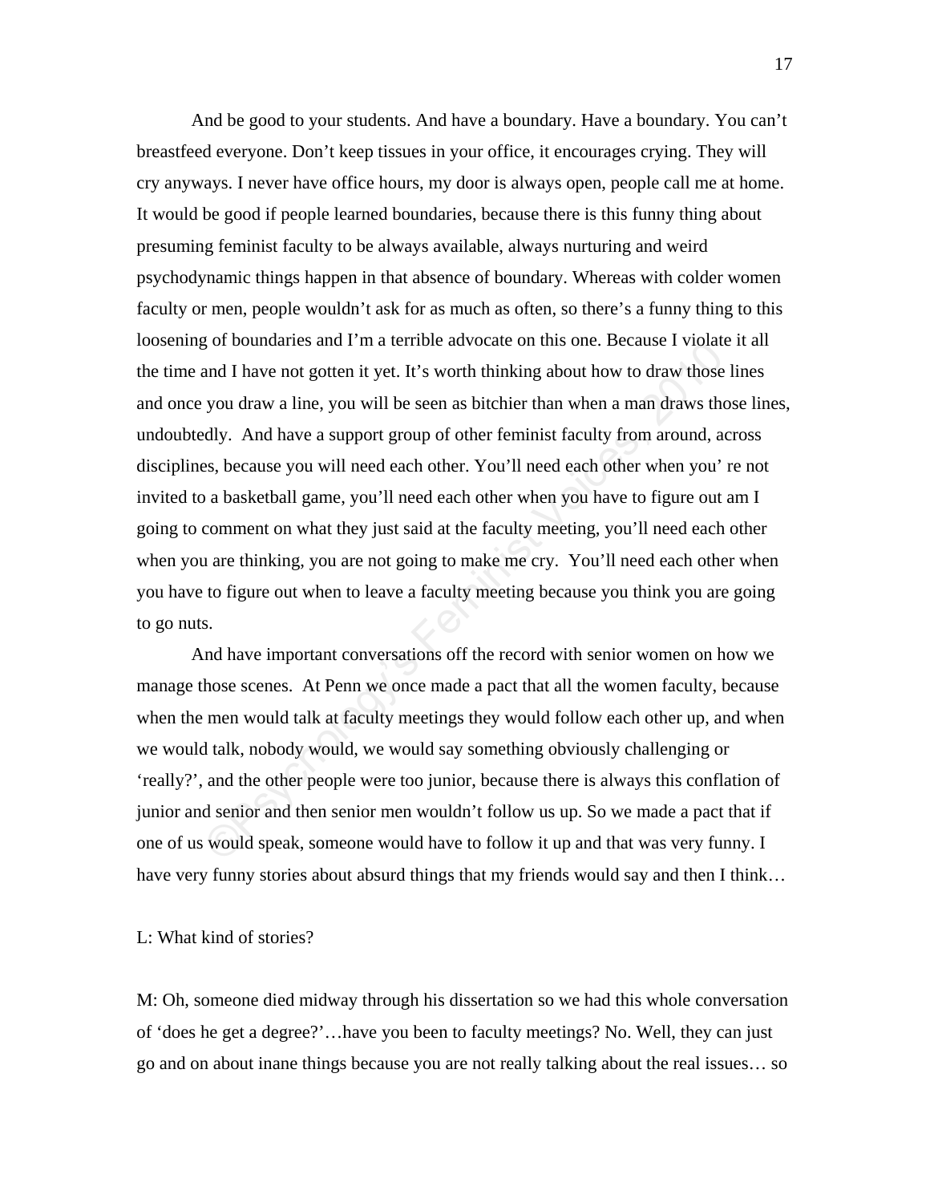And be good to your students. And have a boundary. Have a boundary. You can't breastfeed everyone. Don't keep tissues in your office, it encourages crying. They will cry anyways. I never have office hours, my door is always open, people call me at home. It would be good if people learned boundaries, because there is this funny thing about presuming feminist faculty to be always available, always nurturing and weird psychodynamic things happen in that absence of boundary. Whereas with colder women faculty or men, people wouldn't ask for as much as often, so there's a funny thing to this loosening of boundaries and I'm a terrible advocate on this one. Because I violate it all the time and I have not gotten it yet. It's worth thinking about how to draw those lines and once you draw a line, you will be seen as bitchier than when a man draws those lines, undoubtedly. And have a support group of other feminist faculty from around, across disciplines, because you will need each other. You'll need each other when you' re not invited to a basketball game, you'll need each other when you have to figure out am I going to comment on what they just said at the faculty meeting, you'll need each other when you are thinking, you are not going to make me cry. You'll need each other when you have to figure out when to leave a faculty meeting because you think you are going to go nuts.

And have important conversations off the record with senior women on how we manage those scenes. At Penn we once made a pact that all the women faculty, because when the men would talk at faculty meetings they would follow each other up, and when we would talk, nobody would, we would say something obviously challenging or 'really?', and the other people were too junior, because there is always this conflation of junior and senior and then senior men wouldn't follow us up. So we made a pact that if one of us would speak, someone would have to follow it up and that was very funny. I have very funny stories about absurd things that my friends would say and then I think…

L: What kind of stories?

M: Oh, someone died midway through his dissertation so we had this whole conversation of 'does he get a degree?'…have you been to faculty meetings? No. Well, they can just go and on about inane things because you are not really talking about the real issues… so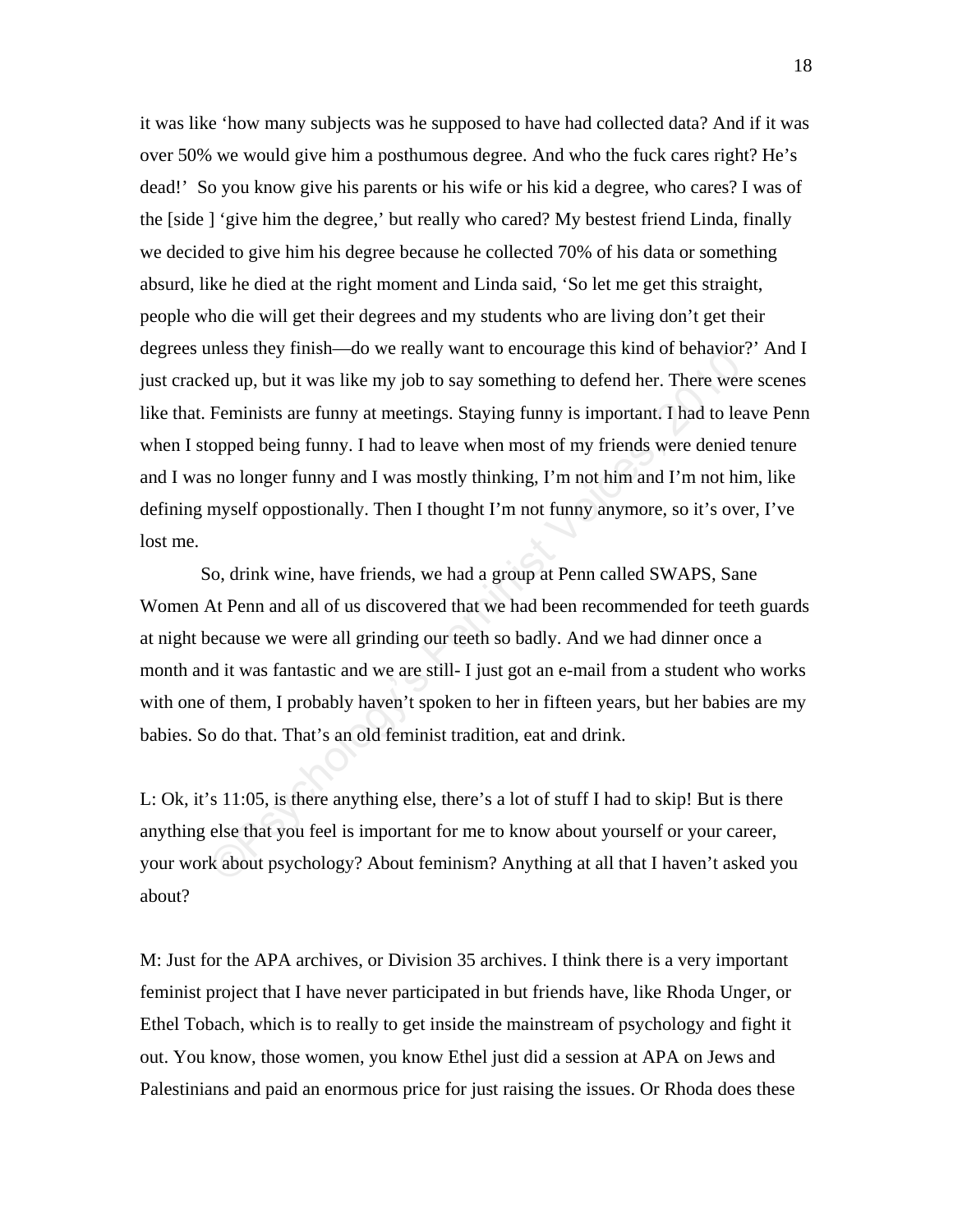it was like 'how many subjects was he supposed to have had collected data? And if it was over 50% we would give him a posthumous degree. And who the fuck cares right? He's dead!' So you know give his parents or his wife or his kid a degree, who cares? I was of the [side ] 'give him the degree,' but really who cared? My bestest friend Linda, finally we decided to give him his degree because he collected 70% of his data or something absurd, like he died at the right moment and Linda said, 'So let me get this straight, people who die will get their degrees and my students who are living don't get their degrees unless they finish—do we really want to encourage this kind of behavior?' And I just cracked up, but it was like my job to say something to defend her. There were scenes like that. Feminists are funny at meetings. Staying funny is important. I had to leave Penn when I stopped being funny. I had to leave when most of my friends were denied tenure and I was no longer funny and I was mostly thinking, I'm not him and I'm not him, like defining myself oppostionally. Then I thought I'm not funny anymore, so it's over, I've lost me.

So, drink wine, have friends, we had a group at Penn called SWAPS, Sane Women At Penn and all of us discovered that we had been recommended for teeth guards at night because we were all grinding our teeth so badly. And we had dinner once a month and it was fantastic and we are still- I just got an e-mail from a student who works with one of them, I probably haven't spoken to her in fifteen years, but her babies are my babies. So do that. That's an old feminist tradition, eat and drink.

L: Ok, it's 11:05, is there anything else, there's a lot of stuff I had to skip! But is there anything else that you feel is important for me to know about yourself or your career, your work about psychology? About feminism? Anything at all that I haven't asked you about?

M: Just for the APA archives, or Division 35 archives. I think there is a very important feminist project that I have never participated in but friends have, like Rhoda Unger, or Ethel Tobach, which is to really to get inside the mainstream of psychology and fight it out. You know, those women, you know Ethel just did a session at APA on Jews and Palestinians and paid an enormous price for just raising the issues. Or Rhoda does these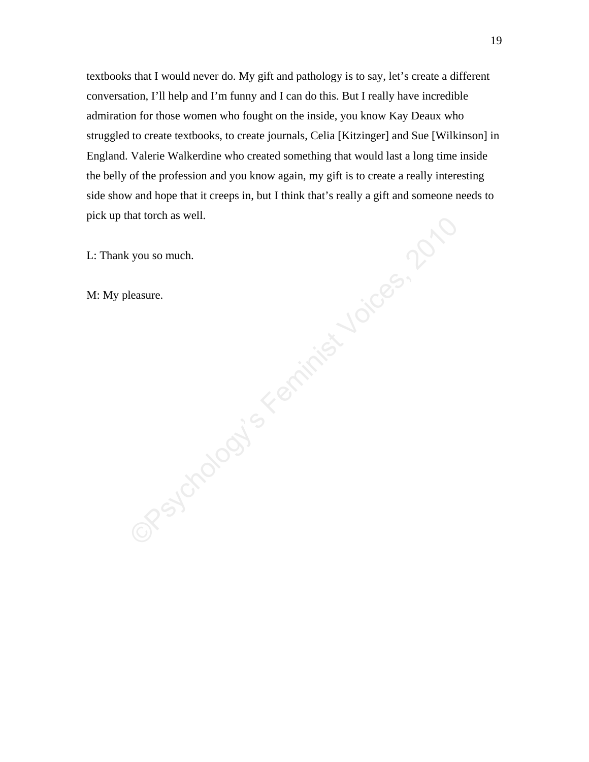textbooks that I would never do. My gift and pathology is to say, let's create a different conversation, I'll help and I'm funny and I can do this. But I really have incredible admiration for those women who fought on the inside, you know Kay Deaux who struggled to create textbooks, to create journals, Celia [Kitzinger] and Sue [Wilkinson] in England. Valerie Walkerdine who created something that would last a long time inside the belly of the profession and you know again, my gift is to create a really interesting side show and hope that it creeps in, but I think that's really a gift and someone needs to pick up that torch as well.

L: Thank you so much.

M: My pleasure.